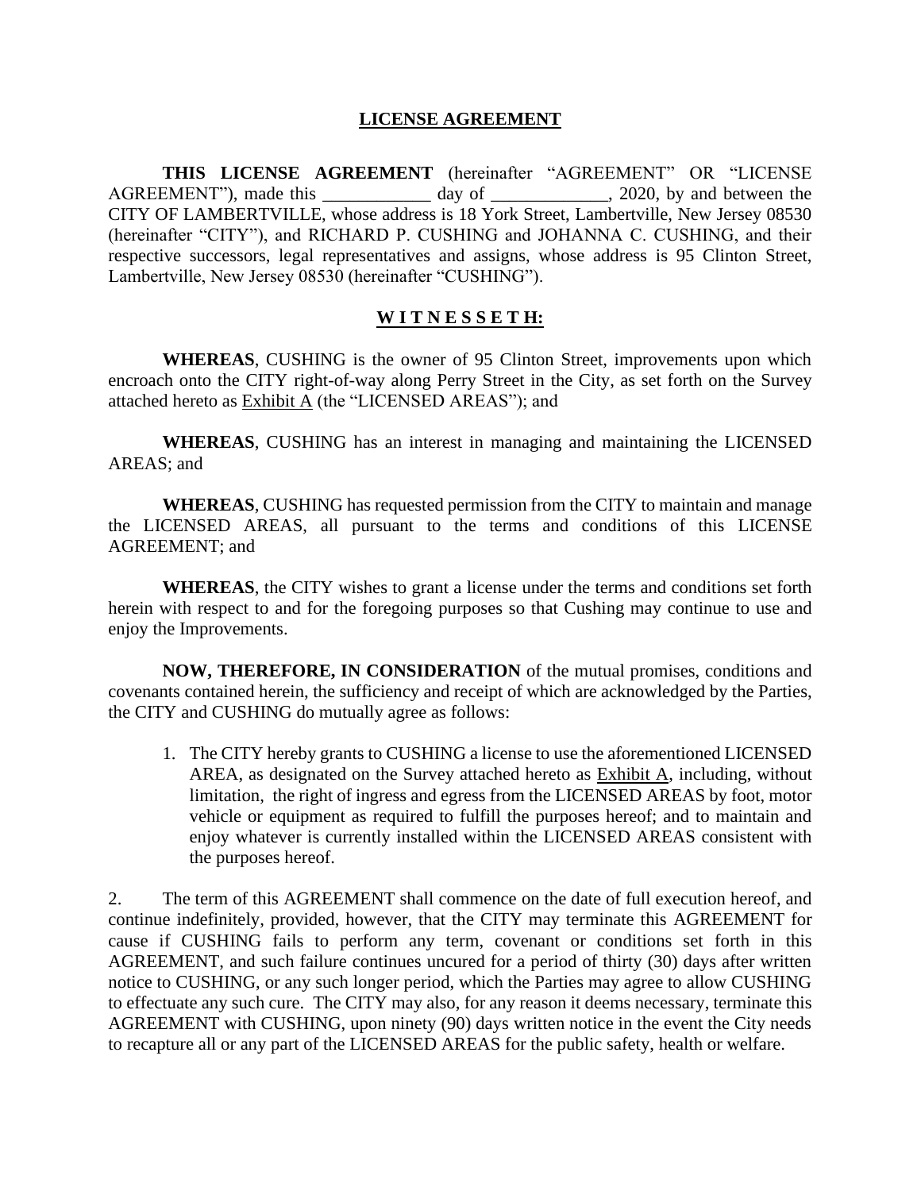# LICENSE AGREEMENT

**THIS LICENSE AGREEMENT** (hereinafter "AGREEMENT" OR "LICENSE AGREEMENT"), made this ____________ day of _____________, 2020, by and between the CITY OF LAMBERTVILLE, whose address is 18 York Street, Lambertville, New Jersey 08530 (hereinafter "CITY"), and RICHARD P. CUSHING and JOHANNA C. CUSHING, and their respective successors, legal representatives and assigns, whose address is 95 Clinton Street, Lambertville, New Jersey 08530 (hereinafter "CUSHING").

## W I T N E S S E T H:

**WHEREAS**, CUSHING is the owner of 95 Clinton Street, improvements upon which encroach onto the CITY right-of-way along Perry Street in the City, as set forth on the Survey attached hereto as Exhibit A (the "LICENSED AREAS"); and

**WHEREAS**, CUSHING has an interest in managing and maintaining the LICENSED AREAS; and

**WHEREAS**, CUSHING has requested permission from the CITY to maintain and manage the LICENSED AREAS, all pursuant to the terms and conditions of this LICENSE AGREEMENT; and

**WHEREAS**, the CITY wishes to grant a license under the terms and conditions set forth herein with respect to and for the foregoing purposes so that Cushing may continue to use and enjoy the Improvements.

**NOW, THEREFORE, IN CONSIDERATION** of the mutual promises, conditions and covenants contained herein, the sufficiency and receipt of which are acknowledged by the Parties, the CITY and CUSHING do mutually agree as follows:

1. The CITY hereby grants to CUSHING a license to use the aforementioned LICENSED AREA, as designated on the Survey attached hereto as Exhibit A, including, without limitation, the right of ingress and egress from the LICENSED AREAS by foot, motor vehicle or equipment as required to fulfill the purposes hereof; and to maintain and enjoy whatever is currently installed within the LICENSED AREAS consistent with the purposes hereof.

2. The term of this AGREEMENT shall commence on the date of full execution hereof, and continue indefinitely, provided, however, that the CITY may terminate this AGREEMENT for cause if CUSHING fails to perform any term, covenant or conditions set forth in this AGREEMENT, and such failure continues uncured for a period of thirty (30) days after written notice to CUSHING, or any such longer period, which the Parties may agree to allow CUSHING to effectuate any such cure. The CITY may also, for any reason it deems necessary, terminate this AGREEMENT with CUSHING, upon ninety (90) days written notice in the event the City needs to recapture all or any part of the LICENSED AREAS for the public safety, health or welfare.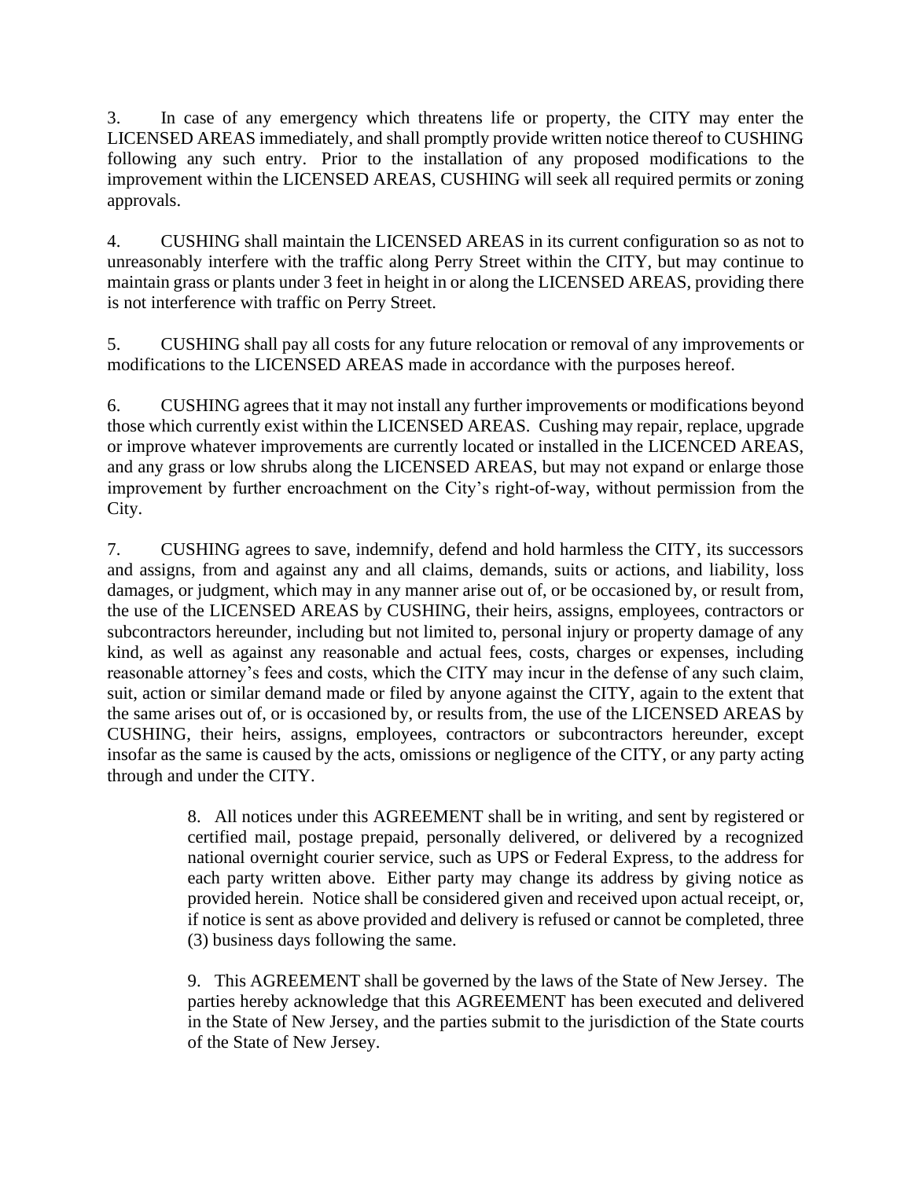3. In case of any emergency which threatens life or property, the CITY may enter the LICENSED AREAS immediately, and shall promptly provide written notice thereof to CUSHING following any such entry. Prior to the installation of any proposed modifications to the improvement within the LICENSED AREAS, CUSHING will seek all required permits or zoning approvals.

4. CUSHING shall maintain the LICENSED AREAS in its current configuration so as not to unreasonably interfere with the traffic along Perry Street within the CITY, but may continue to maintain grass or plants under 3 feet in height in or along the LICENSED AREAS, providing there is not interference with traffic on Perry Street.

5. CUSHING shall pay all costs for any future relocation or removal of any improvements or modifications to the LICENSED AREAS made in accordance with the purposes hereof.

6. CUSHING agrees that it may not install any further improvements or modifications beyond those which currently exist within the LICENSED AREAS. Cushing may repair, replace, upgrade or improve whatever improvements are currently located or installed in the LICENCED AREAS, and any grass or low shrubs along the LICENSED AREAS, but may not expand or enlarge those improvement by further encroachment on the City's right-of-way, without permission from the City.

7. CUSHING agrees to save, indemnify, defend and hold harmless the CITY, its successors and assigns, from and against any and all claims, demands, suits or actions, and liability, loss damages, or judgment, which may in any manner arise out of, or be occasioned by, or result from, the use of the LICENSED AREAS by CUSHING, their heirs, assigns, employees, contractors or subcontractors hereunder, including but not limited to, personal injury or property damage of any kind, as well as against any reasonable and actual fees, costs, charges or expenses, including reasonable attorney's fees and costs, which the CITY may incur in the defense of any such claim, suit, action or similar demand made or filed by anyone against the CITY, again to the extent that the same arises out of, or is occasioned by, or results from, the use of the LICENSED AREAS by CUSHING, their heirs, assigns, employees, contractors or subcontractors hereunder, except insofar as the same is caused by the acts, omissions or negligence of the CITY, or any party acting through and under the CITY.

8. All notices under this AGREEMENT shall be in writing, and sent by registered or certified mail, postage prepaid, personally delivered, or delivered by a recognized national overnight courier service, such as UPS or Federal Express, to the address for each party written above. Either party may change its address by giving notice as provided herein. Notice shall be considered given and received upon actual receipt, or, if notice is sent as above provided and delivery is refused or cannot be completed, three (3) business days following the same.

9. This AGREEMENT shall be governed by the laws of the State of New Jersey. The parties hereby acknowledge that this AGREEMENT has been executed and delivered in the State of New Jersey, and the parties submit to the jurisdiction of the State courts of the State of New Jersey.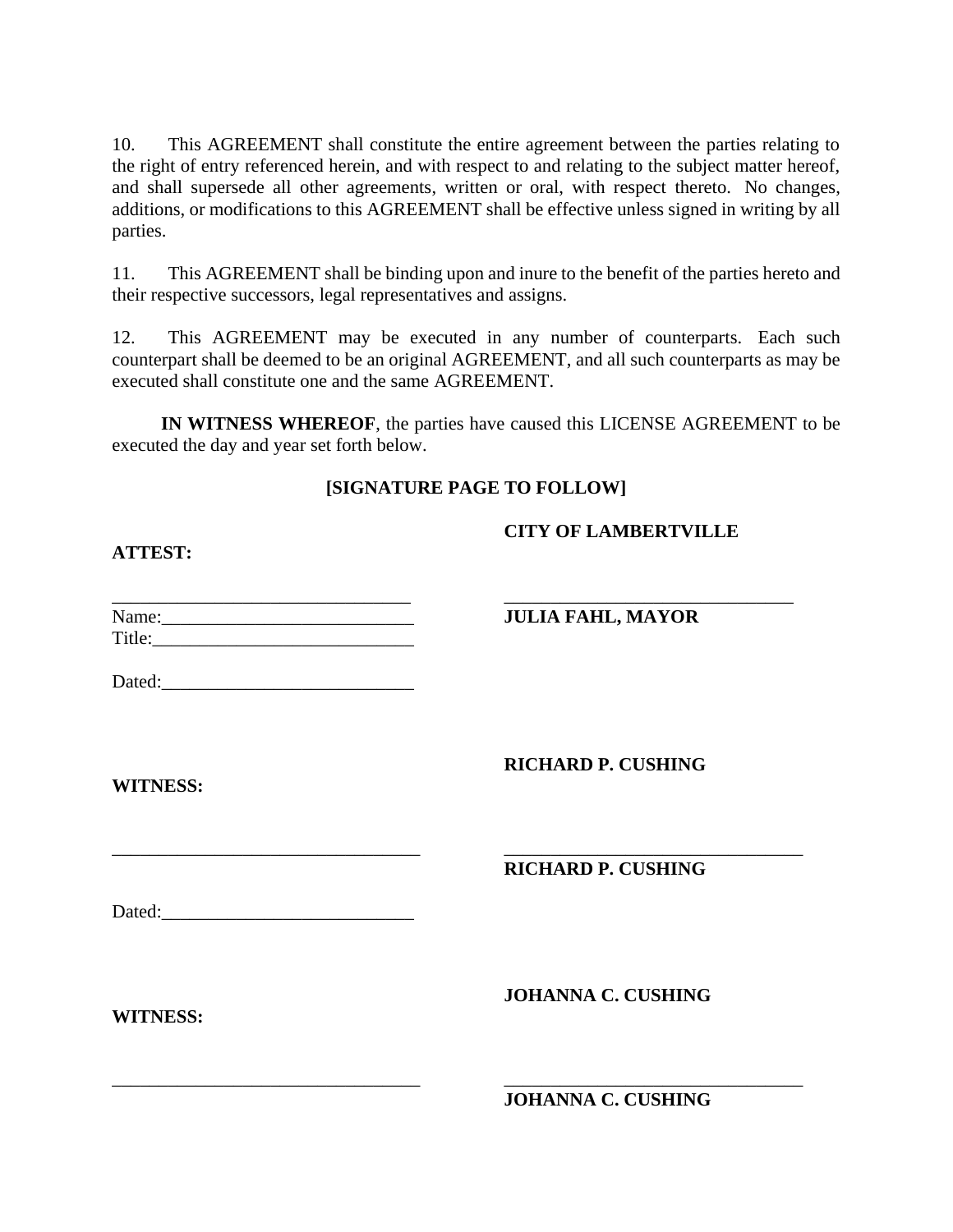10. This AGREEMENT shall constitute the entire agreement between the parties relating to the right of entry referenced herein, and with respect to and relating to the subject matter hereof, and shall supersede all other agreements, written or oral, with respect thereto. No changes, additions, or modifications to this AGREEMENT shall be effective unless signed in writing by all parties.

11. This AGREEMENT shall be binding upon and inure to the benefit of the parties hereto and their respective successors, legal representatives and assigns.

12. This AGREEMENT may be executed in any number of counterparts. Each such counterpart shall be deemed to be an original AGREEMENT, and all such counterparts as may be executed shall constitute one and the same AGREEMENT.

**IN WITNESS WHEREOF**, the parties have caused this LICENSE AGREEMENT to be executed the day and year set forth below.

**[SIGNATURE PAGE TO FOLLOW]**

**ATTEST:**

________________________________
Name:___________________________
Title:____________________________

Dated:___________________________

**CITY OF LAMBERTVILLE**

________________________________
**JULIA FAHL, MAYOR**

**WITNESS:**

________________________________

Dated:___________________________

**RICHARD P. CUSHING**

________________________________
**RICHARD P. CUSHING**

**WITNESS:**

________________________________

**JOHANNA C. CUSHING**

________________________________
**JOHANNA C. CUSHING**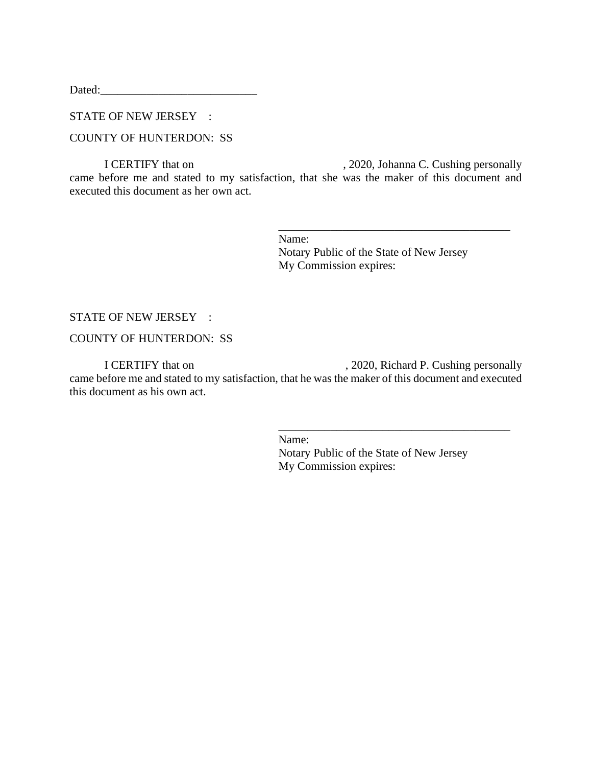Dated:___________________________

STATE OF NEW JERSEY :

COUNTY OF HUNTERDON: SS

I CERTIFY that on                                        , 2020, Johanna C. Cushing personally came before me and stated to my satisfaction, that she was the maker of this document and executed this document as her own act.

_________________________________________
Name:
Notary Public of the State of New Jersey
My Commission expires:

STATE OF NEW JERSEY :

COUNTY OF HUNTERDON: SS

I CERTIFY that on                                        , 2020, Richard P. Cushing personally came before me and stated to my satisfaction, that he was the maker of this document and executed this document as his own act.

_________________________________________
Name:
Notary Public of the State of New Jersey
My Commission expires: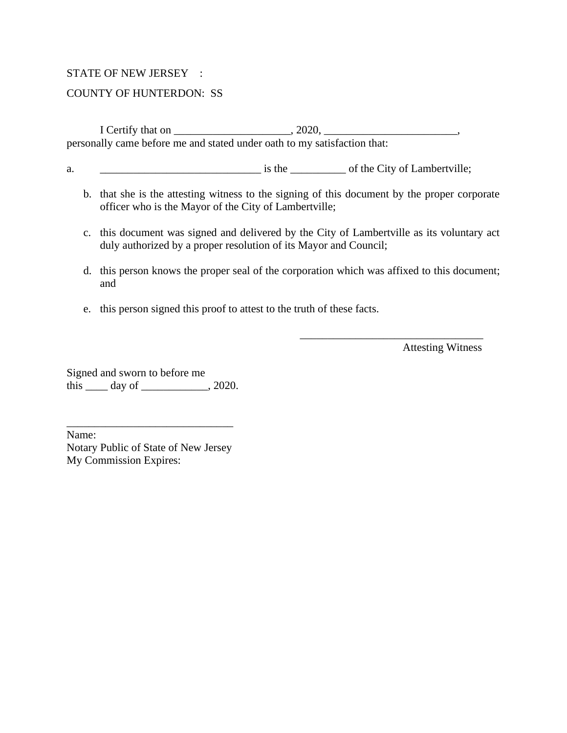STATE OF NEW JERSEY :

COUNTY OF HUNTERDON: SS

I Certify that on _____________________, 2020, ________________________, personally came before me and stated under oath to my satisfaction that:

a. _____________________________ is the __________ of the City of Lambertville;

b. that she is the attesting witness to the signing of this document by the proper corporate officer who is the Mayor of the City of Lambertville;

c. this document was signed and delivered by the City of Lambertville as its voluntary act duly authorized by a proper resolution of its Mayor and Council;

d. this person knows the proper seal of the corporation which was affixed to this document; and

e. this person signed this proof to attest to the truth of these facts.

__________________________________
Attesting Witness

Signed and sworn to before me
this ____ day of ____________, 2020.

______________________________
Name:
Notary Public of State of New Jersey
My Commission Expires: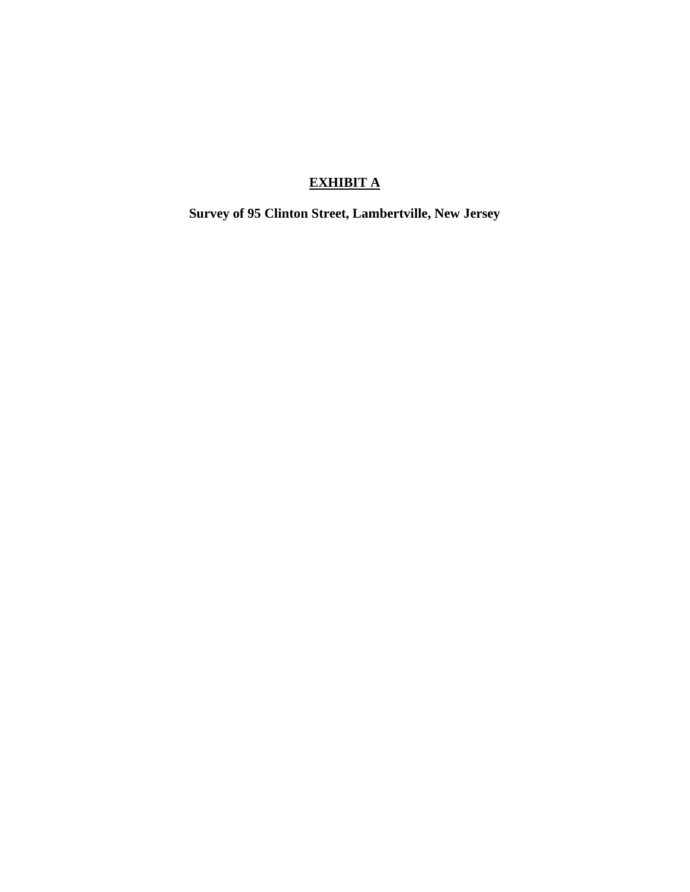# EXHIBIT A

**Survey of 95 Clinton Street, Lambertville, New Jersey**